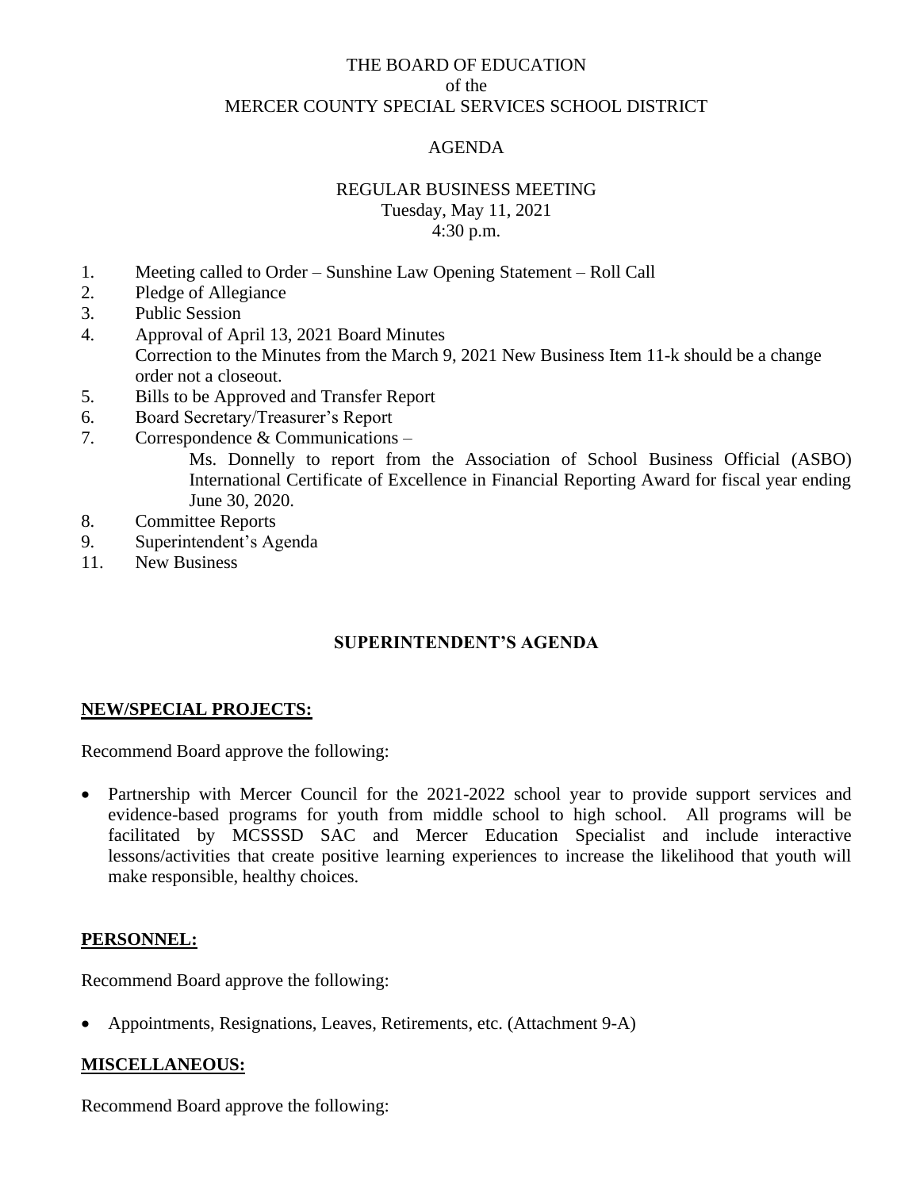THE BOARD OF EDUCATION
of the
MERCER COUNTY SPECIAL SERVICES SCHOOL DISTRICT

AGENDA

REGULAR BUSINESS MEETING
Tuesday, May 11, 2021
4:30 p.m.

1. Meeting called to Order – Sunshine Law Opening Statement – Roll Call
2. Pledge of Allegiance
3. Public Session
4. Approval of April 13, 2021 Board Minutes
   Correction to the Minutes from the March 9, 2021 New Business Item 11-k should be a change order not a closeout.
5. Bills to be Approved and Transfer Report
6. Board Secretary/Treasurer's Report
7. Correspondence & Communications –
   Ms. Donnelly to report from the Association of School Business Official (ASBO) International Certificate of Excellence in Financial Reporting Award for fiscal year ending June 30, 2020.
8. Committee Reports
9. Superintendent's Agenda
11. New Business

## SUPERINTENDENT'S AGENDA

### NEW/SPECIAL PROJECTS:

Recommend Board approve the following:

- Partnership with Mercer Council for the 2021-2022 school year to provide support services and evidence-based programs for youth from middle school to high school. All programs will be facilitated by MCSSSD SAC and Mercer Education Specialist and include interactive lessons/activities that create positive learning experiences to increase the likelihood that youth will make responsible, healthy choices.

### PERSONNEL:

Recommend Board approve the following:

- Appointments, Resignations, Leaves, Retirements, etc. (Attachment 9-A)

### MISCELLANEOUS:

Recommend Board approve the following: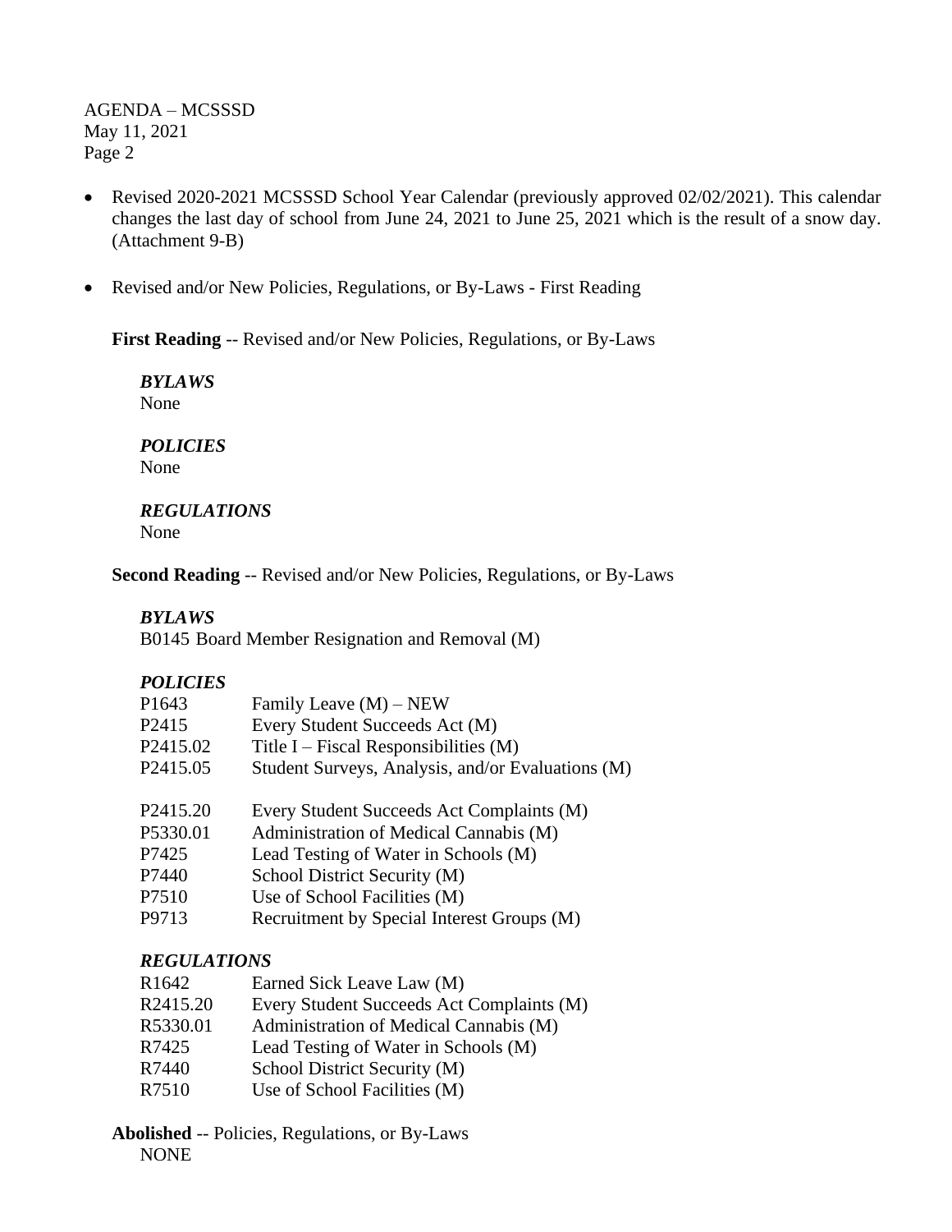- Revised 2020-2021 MCSSSD School Year Calendar (previously approved 02/02/2021). This calendar changes the last day of school from June 24, 2021 to June 25, 2021 which is the result of a snow day. (Attachment 9-B)

- Revised and/or New Policies, Regulations, or By-Laws - First Reading

**First Reading** -- Revised and/or New Policies, Regulations, or By-Laws

***BYLAWS***
None

***POLICIES***
None

***REGULATIONS***
None

**Second Reading** -- Revised and/or New Policies, Regulations, or By-Laws

***BYLAWS***
B0145 Board Member Resignation and Removal (M)

***POLICIES***

| | |
|---|---|
| P1643 | Family Leave (M) – NEW |
| P2415 | Every Student Succeeds Act (M) |
| P2415.02 | Title I – Fiscal Responsibilities (M) |
| P2415.05 | Student Surveys, Analysis, and/or Evaluations (M) |
| P2415.20 | Every Student Succeeds Act Complaints (M) |
| P5330.01 | Administration of Medical Cannabis (M) |
| P7425 | Lead Testing of Water in Schools (M) |
| P7440 | School District Security (M) |
| P7510 | Use of School Facilities (M) |
| P9713 | Recruitment by Special Interest Groups (M) |

***REGULATIONS***

| | |
|---|---|
| R1642 | Earned Sick Leave Law (M) |
| R2415.20 | Every Student Succeeds Act Complaints (M) |
| R5330.01 | Administration of Medical Cannabis (M) |
| R7425 | Lead Testing of Water in Schools (M) |
| R7440 | School District Security (M) |
| R7510 | Use of School Facilities (M) |

**Abolished** -- Policies, Regulations, or By-Laws
NONE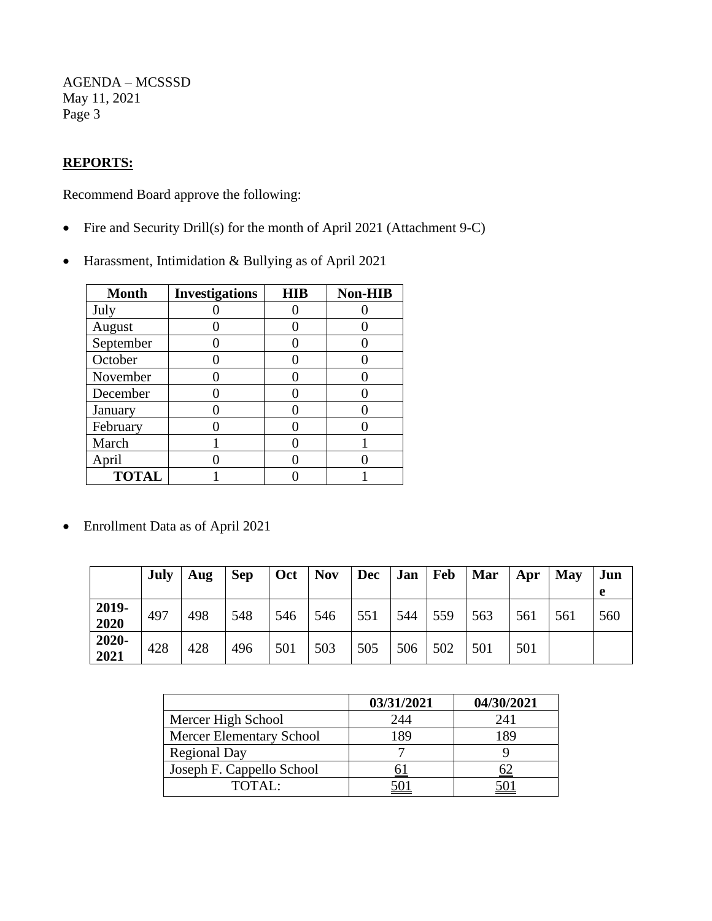**REPORTS:**

Recommend Board approve the following:

- Fire and Security Drill(s) for the month of April 2021 (Attachment 9-C)
- Harassment, Intimidation & Bullying as of April 2021

| Month | Investigations | HIB | Non-HIB |
|---|---|---|---|
| July | 0 | 0 | 0 |
| August | 0 | 0 | 0 |
| September | 0 | 0 | 0 |
| October | 0 | 0 | 0 |
| November | 0 | 0 | 0 |
| December | 0 | 0 | 0 |
| January | 0 | 0 | 0 |
| February | 0 | 0 | 0 |
| March | 1 | 0 | 1 |
| April | 0 | 0 | 0 |
| **TOTAL** | 1 | 0 | 1 |

- Enrollment Data as of April 2021

| | July | Aug | Sep | Oct | Nov | Dec | Jan | Feb | Mar | Apr | May | June |
|---|---|---|---|---|---|---|---|---|---|---|---|---|
| **2019-2020** | 497 | 498 | 548 | 546 | 546 | 551 | 544 | 559 | 563 | 561 | 561 | 560 |
| **2020-2021** | 428 | 428 | 496 | 501 | 503 | 505 | 506 | 502 | 501 | 501 | | |

| | 03/31/2021 | 04/30/2021 |
|---|---|---|
| Mercer High School | 244 | 241 |
| Mercer Elementary School | 189 | 189 |
| Regional Day | 7 | 9 |
| Joseph F. Cappello School | 61 | 62 |
| TOTAL: | 501 | 501 |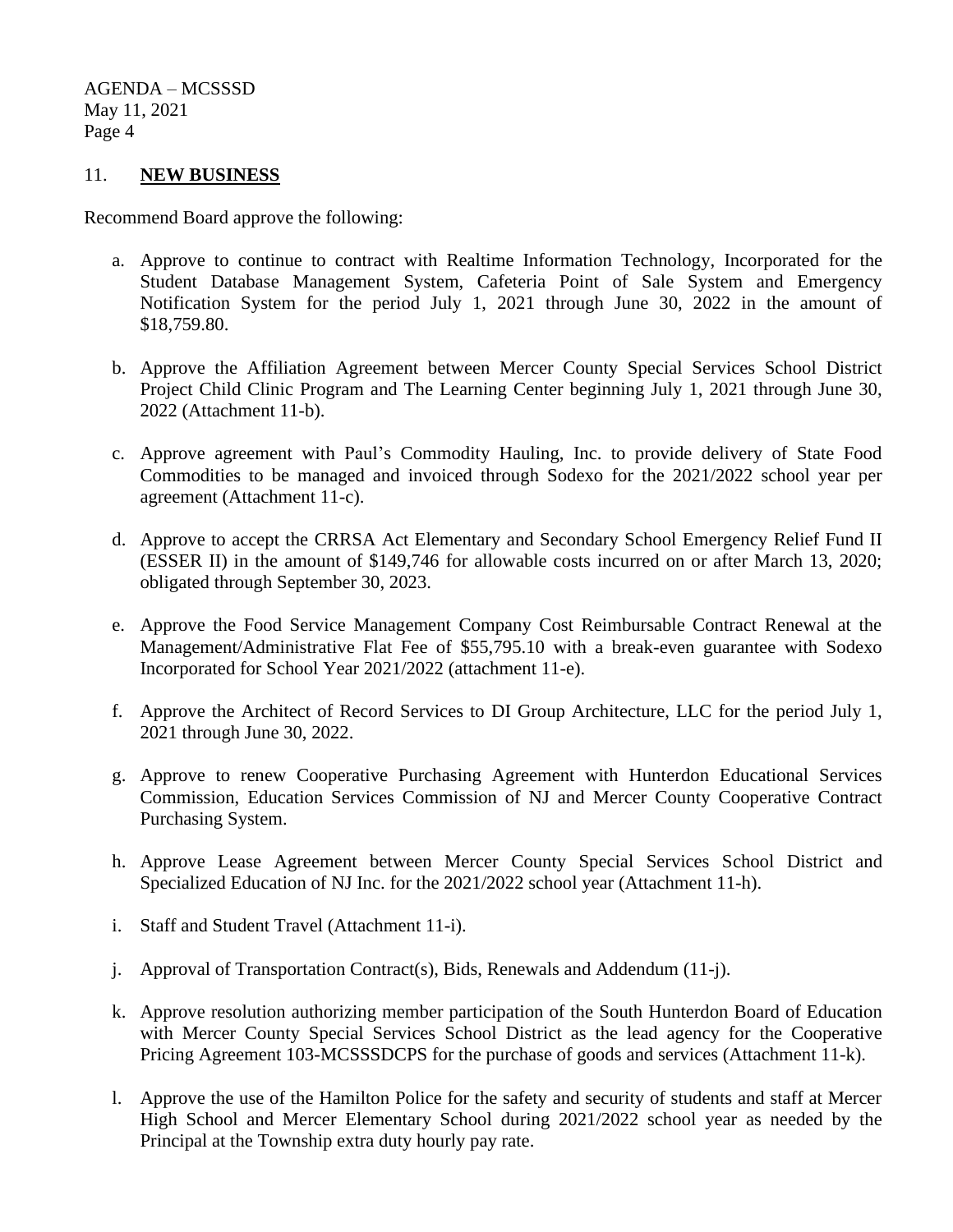## 11. **NEW BUSINESS**

Recommend Board approve the following:

a. Approve to continue to contract with Realtime Information Technology, Incorporated for the Student Database Management System, Cafeteria Point of Sale System and Emergency Notification System for the period July 1, 2021 through June 30, 2022 in the amount of $18,759.80.

b. Approve the Affiliation Agreement between Mercer County Special Services School District Project Child Clinic Program and The Learning Center beginning July 1, 2021 through June 30, 2022 (Attachment 11-b).

c. Approve agreement with Paul's Commodity Hauling, Inc. to provide delivery of State Food Commodities to be managed and invoiced through Sodexo for the 2021/2022 school year per agreement (Attachment 11-c).

d. Approve to accept the CRRSA Act Elementary and Secondary School Emergency Relief Fund II (ESSER II) in the amount of $149,746 for allowable costs incurred on or after March 13, 2020; obligated through September 30, 2023.

e. Approve the Food Service Management Company Cost Reimbursable Contract Renewal at the Management/Administrative Flat Fee of $55,795.10 with a break-even guarantee with Sodexo Incorporated for School Year 2021/2022 (attachment 11-e).

f. Approve the Architect of Record Services to DI Group Architecture, LLC for the period July 1, 2021 through June 30, 2022.

g. Approve to renew Cooperative Purchasing Agreement with Hunterdon Educational Services Commission, Education Services Commission of NJ and Mercer County Cooperative Contract Purchasing System.

h. Approve Lease Agreement between Mercer County Special Services School District and Specialized Education of NJ Inc. for the 2021/2022 school year (Attachment 11-h).

i. Staff and Student Travel (Attachment 11-i).

j. Approval of Transportation Contract(s), Bids, Renewals and Addendum (11-j).

k. Approve resolution authorizing member participation of the South Hunterdon Board of Education with Mercer County Special Services School District as the lead agency for the Cooperative Pricing Agreement 103-MCSSSDCPS for the purchase of goods and services (Attachment 11-k).

l. Approve the use of the Hamilton Police for the safety and security of students and staff at Mercer High School and Mercer Elementary School during 2021/2022 school year as needed by the Principal at the Township extra duty hourly pay rate.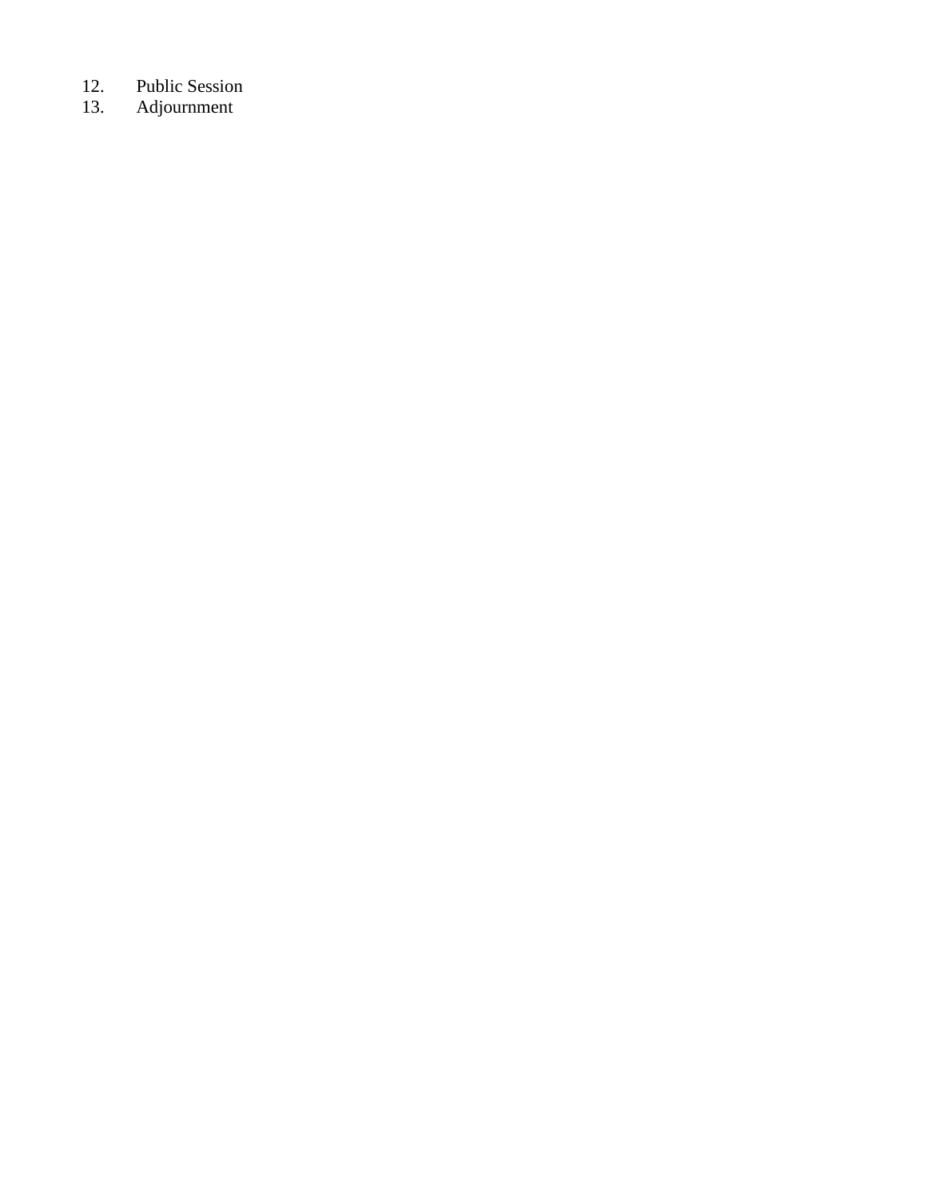12. Public Session
13. Adjournment